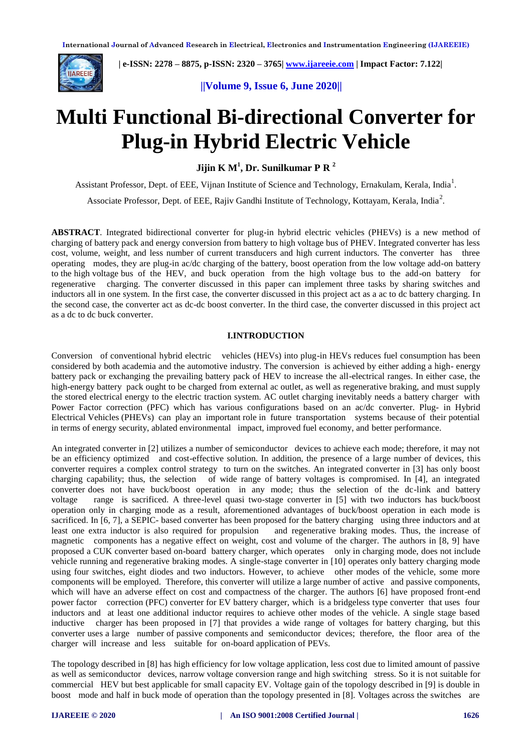# Multi Functional Bi-directional Converter for Plug-in Hybrid Electric Vehicle

**Jijin K M[1], Dr. Sunilkumar P R [2]**

Assistant Professor, Dept. of EEE, Vijnan Institute of Science and Technology, Ernakulam, Kerala, India[1].

Associate Professor, Dept. of EEE, Rajiv Gandhi Institute of Technology, Kottayam, Kerala, India[2].

**ABSTRACT**. Integrated bidirectional converter for plug-in hybrid electric vehicles (PHEVs) is a new method of charging of battery pack and energy conversion from battery to high voltage bus of PHEV. Integrated converter has less cost, volume, weight, and less number of current transducers and high current inductors. The converter has three operating modes, they are plug-in ac/dc charging of the battery, boost operation from the low voltage add-on battery to the high voltage bus of the HEV, and buck operation from the high voltage bus to the add-on battery for regenerative charging. The converter discussed in this paper can implement three tasks by sharing switches and inductors all in one system. In the first case, the converter discussed in this project act as a ac to dc battery charging. In the second case, the converter act as dc-dc boost converter. In the third case, the converter discussed in this project act as a dc to dc buck converter.

## I.INTRODUCTION

Conversion of conventional hybrid electric vehicles (HEVs) into plug-in HEVs reduces fuel consumption has been considered by both academia and the automotive industry. The conversion is achieved by either adding a high- energy battery pack or exchanging the prevailing battery pack of HEV to increase the all-electrical ranges. In either case, the high-energy battery pack ought to be charged from external ac outlet, as well as regenerative braking, and must supply the stored electrical energy to the electric traction system. AC outlet charging inevitably needs a battery charger with Power Factor correction (PFC) which has various configurations based on an ac/dc converter. Plug- in Hybrid Electrical Vehicles (PHEVs) can play an important role in future transportation systems because of their potential in terms of energy security, ablated environmental impact, improved fuel economy, and better performance.

An integrated converter in [2] utilizes a number of semiconductor devices to achieve each mode; therefore, it may not be an efficiency optimized and cost-effective solution. In addition, the presence of a large number of devices, this converter requires a complex control strategy to turn on the switches. An integrated converter in [3] has only boost charging capability; thus, the selection of wide range of battery voltages is compromised. In [4], an integrated converter does not have buck/boost operation in any mode; thus the selection of the dc-link and battery voltage range is sacrificed. A three-level quasi two-stage converter in [5] with two inductors has buck/boost operation only in charging mode as a result, aforementioned advantages of buck/boost operation in each mode is sacrificed. In [6, 7], a SEPIC- based converter has been proposed for the battery charging using three inductors and at least one extra inductor is also required for propulsion and regenerative braking modes. Thus, the increase of magnetic components has a negative effect on weight, cost and volume of the charger. The authors in [8, 9] have proposed a CUK converter based on-board battery charger, which operates only in charging mode, does not include vehicle running and regenerative braking modes. A single-stage converter in [10] operates only battery charging mode using four switches, eight diodes and two inductors. However, to achieve other modes of the vehicle, some more components will be employed. Therefore, this converter will utilize a large number of active and passive components, which will have an adverse effect on cost and compactness of the charger. The authors [6] have proposed front-end power factor correction (PFC) converter for EV battery charger, which is a bridgeless type converter that uses four inductors and at least one additional inductor requires to achieve other modes of the vehicle. A single stage based inductive charger has been proposed in [7] that provides a wide range of voltages for battery charging, but this converter uses a large number of passive components and semiconductor devices; therefore, the floor area of the charger will increase and less suitable for on-board application of PEVs.

The topology described in [8] has high efficiency for low voltage application, less cost due to limited amount of passive as well as semiconductor devices, narrow voltage conversion range and high switching stress. So it is not suitable for commercial HEV but best applicable for small capacity EV. Voltage gain of the topology described in [9] is double in boost mode and half in buck mode of operation than the topology presented in [8]. Voltages across the switches are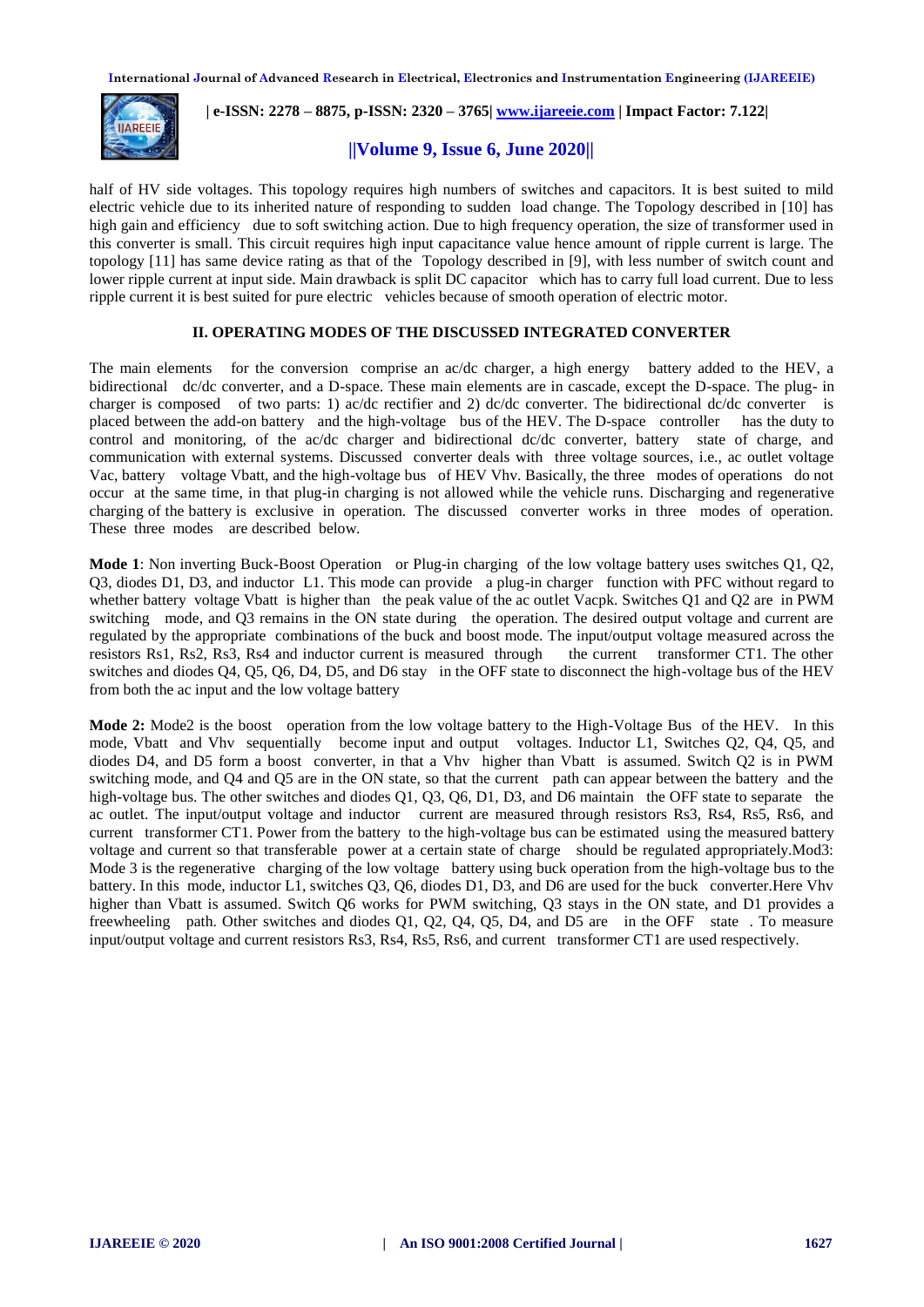half of HV side voltages. This topology requires high numbers of switches and capacitors. It is best suited to mild electric vehicle due to its inherited nature of responding to sudden load change. The Topology described in [10] has high gain and efficiency due to soft switching action. Due to high frequency operation, the size of transformer used in this converter is small. This circuit requires high input capacitance value hence amount of ripple current is large. The topology [11] has same device rating as that of the Topology described in [9], with less number of switch count and lower ripple current at input side. Main drawback is split DC capacitor which has to carry full load current. Due to less ripple current it is best suited for pure electric vehicles because of smooth operation of electric motor.

## II. OPERATING MODES OF THE DISCUSSED INTEGRATED CONVERTER

The main elements for the conversion comprise an ac/dc charger, a high energy battery added to the HEV, a bidirectional dc/dc converter, and a D-space. These main elements are in cascade, except the D-space. The plug- in charger is composed of two parts: 1) ac/dc rectifier and 2) dc/dc converter. The bidirectional dc/dc converter is placed between the add-on battery and the high-voltage bus of the HEV. The D-space controller has the duty to control and monitoring, of the ac/dc charger and bidirectional dc/dc converter, battery state of charge, and communication with external systems. Discussed converter deals with three voltage sources, i.e., ac outlet voltage Vac, battery voltage Vbatt, and the high-voltage bus of HEV Vhv. Basically, the three modes of operations do not occur at the same time, in that plug-in charging is not allowed while the vehicle runs. Discharging and regenerative charging of the battery is exclusive in operation. The discussed converter works in three modes of operation. These three modes are described below.

**Mode 1**: Non inverting Buck-Boost Operation or Plug-in charging of the low voltage battery uses switches Q1, Q2, Q3, diodes D1, D3, and inductor L1. This mode can provide a plug-in charger function with PFC without regard to whether battery voltage Vbatt is higher than the peak value of the ac outlet Vacpk. Switches Q1 and Q2 are in PWM switching mode, and Q3 remains in the ON state during the operation. The desired output voltage and current are regulated by the appropriate combinations of the buck and boost mode. The input/output voltage measured across the resistors Rs1, Rs2, Rs3, Rs4 and inductor current is measured through the current transformer CT1. The other switches and diodes Q4, Q5, Q6, D4, D5, and D6 stay in the OFF state to disconnect the high-voltage bus of the HEV from both the ac input and the low voltage battery

**Mode 2:** Mode2 is the boost operation from the low voltage battery to the High-Voltage Bus of the HEV. In this mode, Vbatt and Vhv sequentially become input and output voltages. Inductor L1, Switches Q2, Q4, Q5, and diodes D4, and D5 form a boost converter, in that a Vhv higher than Vbatt is assumed. Switch Q2 is in PWM switching mode, and Q4 and Q5 are in the ON state, so that the current path can appear between the battery and the high-voltage bus. The other switches and diodes Q1, Q3, Q6, D1, D3, and D6 maintain the OFF state to separate the ac outlet. The input/output voltage and inductor current are measured through resistors Rs3, Rs4, Rs5, Rs6, and current transformer CT1. Power from the battery to the high-voltage bus can be estimated using the measured battery voltage and current so that transferable power at a certain state of charge should be regulated appropriately.Mod3: Mode 3 is the regenerative charging of the low voltage battery using buck operation from the high-voltage bus to the battery. In this mode, inductor L1, switches Q3, Q6, diodes D1, D3, and D6 are used for the buck converter.Here Vhv higher than Vbatt is assumed. Switch Q6 works for PWM switching, Q3 stays in the ON state, and D1 provides a freewheeling path. Other switches and diodes Q1, Q2, Q4, Q5, D4, and D5 are in the OFF state . To measure input/output voltage and current resistors Rs3, Rs4, Rs5, Rs6, and current transformer CT1 are used respectively.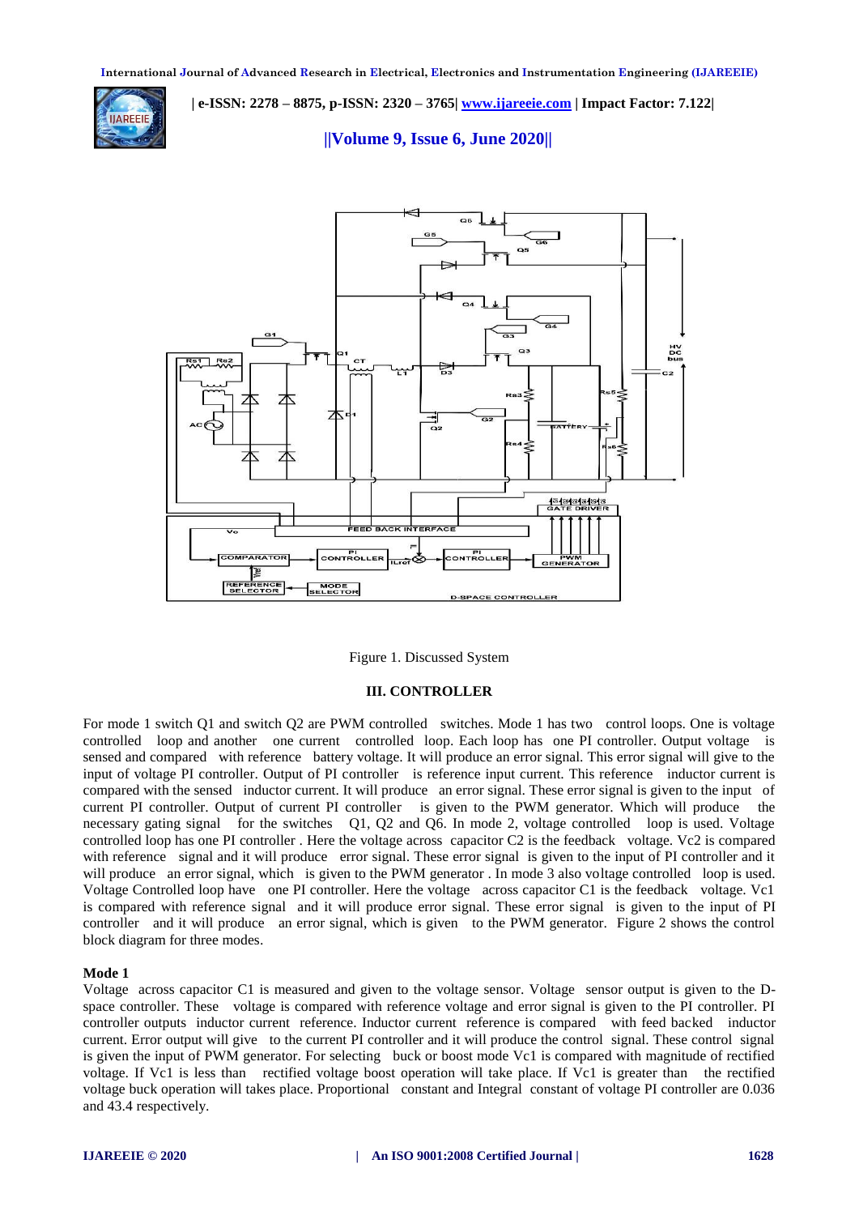Figure 1. Discussed System

### III. CONTROLLER

For mode 1 switch Q1 and switch Q2 are PWM controlled switches. Mode 1 has two control loops. One is voltage controlled loop and another one current controlled loop. Each loop has one PI controller. Output voltage is sensed and compared with reference battery voltage. It will produce an error signal. This error signal will give to the input of voltage PI controller. Output of PI controller is reference input current. This reference inductor current is compared with the sensed inductor current. It will produce an error signal. These error signal is given to the input of current PI controller. Output of current PI controller is given to the PWM generator. Which will produce the necessary gating signal for the switches Q1, Q2 and Q6. In mode 2, voltage controlled loop is used. Voltage controlled loop has one PI controller . Here the voltage across capacitor C2 is the feedback voltage. Vc2 is compared with reference signal and it will produce error signal. These error signal is given to the input of PI controller and it will produce an error signal, which is given to the PWM generator . In mode 3 also voltage controlled loop is used. Voltage Controlled loop have one PI controller. Here the voltage across capacitor C1 is the feedback voltage. Vc1 is compared with reference signal and it will produce error signal. These error signal is given to the input of PI controller and it will produce an error signal, which is given to the PWM generator. Figure 2 shows the control block diagram for three modes.

**Mode 1**

Voltage across capacitor C1 is measured and given to the voltage sensor. Voltage sensor output is given to the D-space controller. These voltage is compared with reference voltage and error signal is given to the PI controller. PI controller outputs inductor current reference. Inductor current reference is compared with feed backed inductor current. Error output will give to the current PI controller and it will produce the control signal. These control signal is given the input of PWM generator. For selecting buck or boost mode Vc1 is compared with magnitude of rectified voltage. If Vc1 is less than rectified voltage boost operation will take place. If Vc1 is greater than the rectified voltage buck operation will takes place. Proportional constant and Integral constant of voltage PI controller are 0.036 and 43.4 respectively.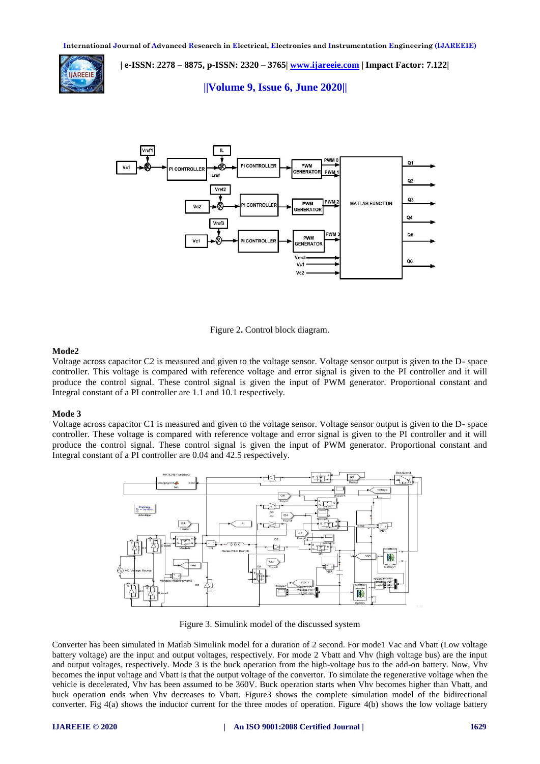Figure 2. Control block diagram.

**Mode2**

Voltage across capacitor C2 is measured and given to the voltage sensor. Voltage sensor output is given to the D- space controller. This voltage is compared with reference voltage and error signal is given to the PI controller and it will produce the control signal. These control signal is given the input of PWM generator. Proportional constant and Integral constant of a PI controller are 1.1 and 10.1 respectively.

**Mode 3**

Voltage across capacitor C1 is measured and given to the voltage sensor. Voltage sensor output is given to the D- space controller. These voltage is compared with reference voltage and error signal is given to the PI controller and it will produce the control signal. These control signal is given the input of PWM generator. Proportional constant and Integral constant of a PI controller are 0.04 and 42.5 respectively.

Figure 3. Simulink model of the discussed system

Converter has been simulated in Matlab Simulink model for a duration of 2 second. For mode1 Vac and Vbatt (Low voltage battery voltage) are the input and output voltages, respectively. For mode 2 Vbatt and Vhv (high voltage bus) are the input and output voltages, respectively. Mode 3 is the buck operation from the high-voltage bus to the add-on battery. Now, Vhv becomes the input voltage and Vbatt is that the output voltage of the convertor. To simulate the regenerative voltage when the vehicle is decelerated, Vhv has been assumed to be 360V. Buck operation starts when Vhv becomes higher than Vbatt, and buck operation ends when Vhv decreases to Vbatt. Figure3 shows the complete simulation model of the bidirectional converter. Fig 4(a) shows the inductor current for the three modes of operation. Figure 4(b) shows the low voltage battery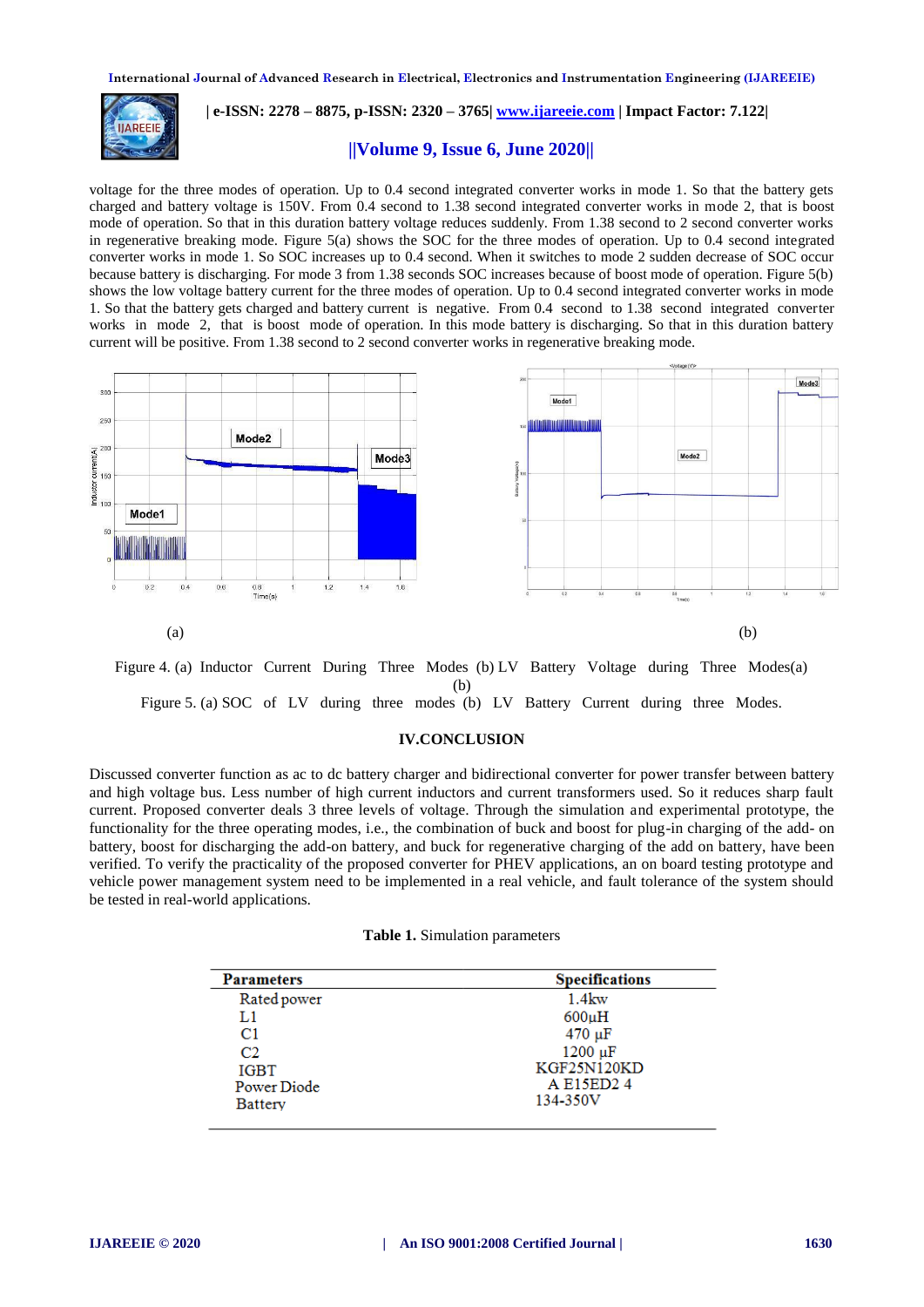voltage for the three modes of operation. Up to 0.4 second integrated converter works in mode 1. So that the battery gets charged and battery voltage is 150V. From 0.4 second to 1.38 second integrated converter works in mode 2, that is boost mode of operation. So that in this duration battery voltage reduces suddenly. From 1.38 second to 2 second converter works in regenerative breaking mode. Figure 5(a) shows the SOC for the three modes of operation. Up to 0.4 second integrated converter works in mode 1. So SOC increases up to 0.4 second. When it switches to mode 2 sudden decrease of SOC occur because battery is discharging. For mode 3 from 1.38 seconds SOC increases because of boost mode of operation. Figure 5(b) shows the low voltage battery current for the three modes of operation. Up to 0.4 second integrated converter works in mode 1. So that the battery gets charged and battery current is negative. From 0.4 second to 1.38 second integrated converter works in mode 2, that is boost mode of operation. In this mode battery is discharging. So that in this duration battery current will be positive. From 1.38 second to 2 second converter works in regenerative breaking mode.

(a) (b)

Figure 4. (a) Inductor Current During Three Modes (b) LV Battery Voltage during Three Modes(a) (b)

Figure 5. (a) SOC of LV during three modes (b) LV Battery Current during three Modes.

## IV.CONCLUSION

Discussed converter function as ac to dc battery charger and bidirectional converter for power transfer between battery and high voltage bus. Less number of high current inductors and current transformers used. So it reduces sharp fault current. Proposed converter deals 3 three levels of voltage. Through the simulation and experimental prototype, the functionality for the three operating modes, i.e., the combination of buck and boost for plug-in charging of the add- on battery, boost for discharging the add-on battery, and buck for regenerative charging of the add on battery, have been verified. To verify the practicality of the proposed converter for PHEV applications, an on board testing prototype and vehicle power management system need to be implemented in a real vehicle, and fault tolerance of the system should be tested in real-world applications.

**Table 1.** Simulation parameters

| Parameters | Specifications |
|---|---|
| Rated power | 1.4kw |
| L1 | 600µH |
| C1 | 470 µF |
| C2 | 1200 µF |
| IGBT | KGF25N120KD |
| Power Diode | A E15ED2 4 |
| Battery | 134-350V |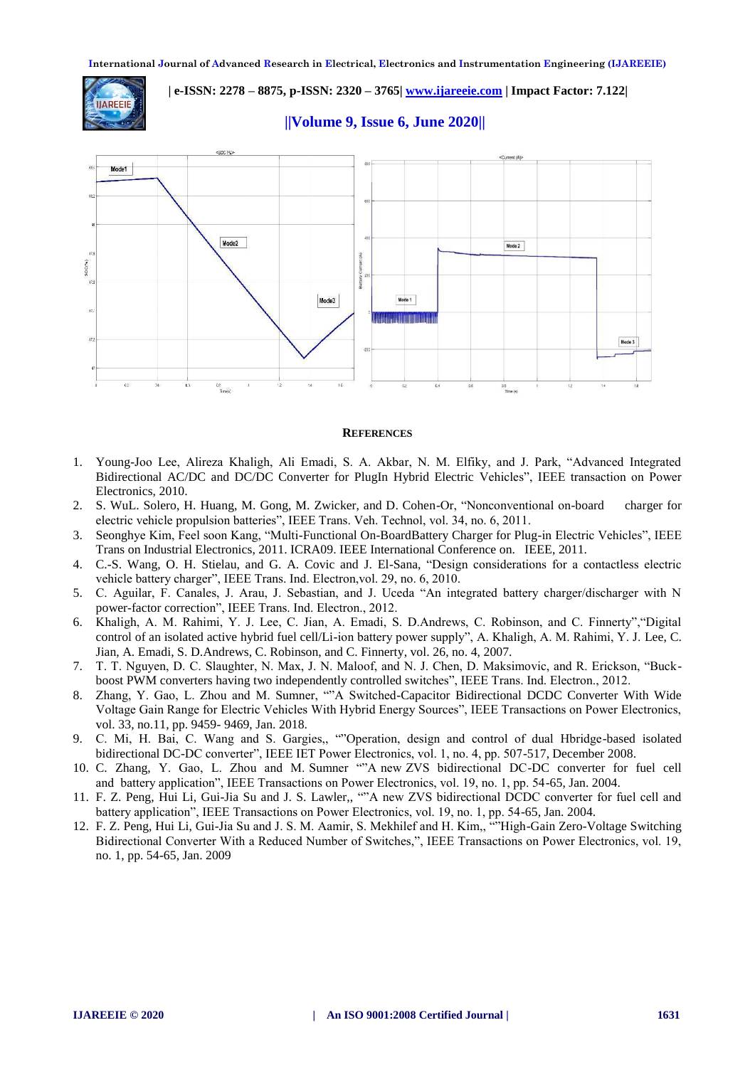<SOC (%)>

Mode1

Mode2

Mode3

SOC(%)

Time(s)

<Current (A)>

Mode 1

Mode 2

Mode 3

Battery Current (A)

Time (s)

**REFERENCES**

1. Young-Joo Lee, Alireza Khaligh, Ali Emadi, S. A. Akbar, N. M. Elfiky, and J. Park, "Advanced Integrated Bidirectional AC/DC and DC/DC Converter for PlugIn Hybrid Electric Vehicles", IEEE transaction on Power Electronics, 2010.
2. S. WuL. Solero, H. Huang, M. Gong, M. Zwicker, and D. Cohen-Or, "Nonconventional on-board charger for electric vehicle propulsion batteries", IEEE Trans. Veh. Technol, vol. 34, no. 6, 2011.
3. Seonghye Kim, Feel soon Kang, "Multi-Functional On-BoardBattery Charger for Plug-in Electric Vehicles", IEEE Trans on Industrial Electronics, 2011. ICRA09. IEEE International Conference on. IEEE, 2011.
4. C.-S. Wang, O. H. Stielau, and G. A. Covic and J. El-Sana, "Design considerations for a contactless electric vehicle battery charger", IEEE Trans. Ind. Electron,vol. 29, no. 6, 2010.
5. C. Aguilar, F. Canales, J. Arau, J. Sebastian, and J. Uceda "An integrated battery charger/discharger with N power-factor correction", IEEE Trans. Ind. Electron., 2012.
6. Khaligh, A. M. Rahimi, Y. J. Lee, C. Jian, A. Emadi, S. D.Andrews, C. Robinson, and C. Finnerty","Digital control of an isolated active hybrid fuel cell/Li-ion battery power supply", A. Khaligh, A. M. Rahimi, Y. J. Lee, C. Jian, A. Emadi, S. D.Andrews, C. Robinson, and C. Finnerty, vol. 26, no. 4, 2007.
7. T. T. Nguyen, D. C. Slaughter, N. Max, J. N. Maloof, and N. J. Chen, D. Maksimovic, and R. Erickson, "Buck-boost PWM converters having two independently controlled switches", IEEE Trans. Ind. Electron., 2012.
8. Zhang, Y. Gao, L. Zhou and M. Sumner, ""A Switched-Capacitor Bidirectional DCDC Converter With Wide Voltage Gain Range for Electric Vehicles With Hybrid Energy Sources", IEEE Transactions on Power Electronics, vol. 33, no.11, pp. 9459- 9469, Jan. 2018.
9. C. Mi, H. Bai, C. Wang and S. Gargies,, ""Operation, design and control of dual Hbridge-based isolated bidirectional DC-DC converter", IEEE IET Power Electronics, vol. 1, no. 4, pp. 507-517, December 2008.
10. C. Zhang, Y. Gao, L. Zhou and M. Sumner ""A new ZVS bidirectional DC-DC converter for fuel cell and battery application", IEEE Transactions on Power Electronics, vol. 19, no. 1, pp. 54-65, Jan. 2004.
11. F. Z. Peng, Hui Li, Gui-Jia Su and J. S. Lawler,, ""A new ZVS bidirectional DCDC converter for fuel cell and battery application", IEEE Transactions on Power Electronics, vol. 19, no. 1, pp. 54-65, Jan. 2004.
12. F. Z. Peng, Hui Li, Gui-Jia Su and J. S. M. Aamir, S. Mekhilef and H. Kim,, ""High-Gain Zero-Voltage Switching Bidirectional Converter With a Reduced Number of Switches,", IEEE Transactions on Power Electronics, vol. 19, no. 1, pp. 54-65, Jan. 2009